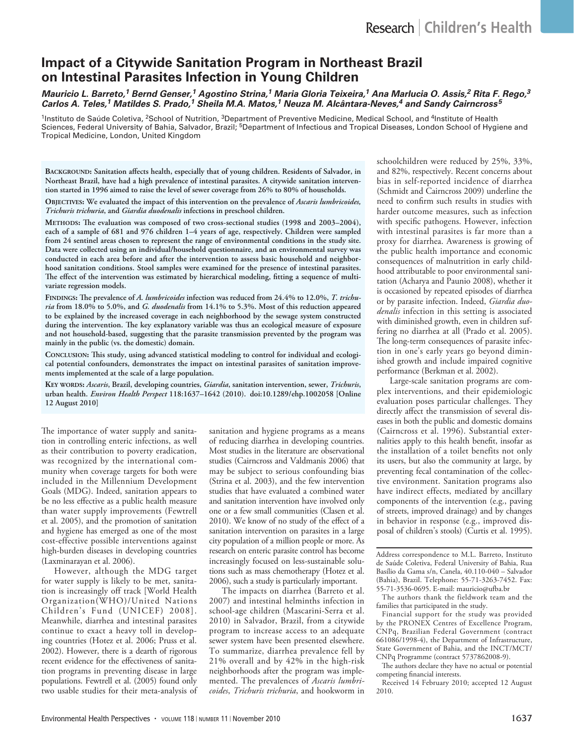# Impact of a Citywide Sanitation Program in Northeast Brazil on Intestinal Parasites Infection in Young Children

***Mauricio L. Barreto,[1] Bernd Genser,[1] Agostino Strina,[1] Maria Gloria Teixeira,[1] Ana Marlucia O. Assis,[2] Rita F. Rego,[3] Carlos A. Teles,[1] Matildes S. Prado,[1] Sheila M.A. Matos,[1] Neuza M. Alcântara-Neves,[4] and Sandy Cairncross[5]***

[1]Instituto de Saúde Coletiva, [2]School of Nutrition, [3]Department of Preventive Medicine, Medical School, and [4]Institute of Health Sciences, Federal University of Bahia, Salvador, Brazil; [5]Department of Infectious and Tropical Diseases, London School of Hygiene and Tropical Medicine, London, United Kingdom

**Background: Sanitation affects health, especially that of young children. Residents of Salvador, in Northeast Brazil, have had a high prevalence of intestinal parasites. A citywide sanitation intervention started in 1996 aimed to raise the level of sewer coverage from 26% to 80% of households.**

**Objectives: We evaluated the impact of this intervention on the prevalence of *Ascaris lumbricoides, Trichuris trichuria*, and *Giardia duodenalis* infections in preschool children.**

**Methods: The evaluation was composed of two cross-sectional studies (1998 and 2003–2004), each of a sample of 681 and 976 children 1–4 years of age, respectively. Children were sampled from 24 sentinel areas chosen to represent the range of environmental conditions in the study site. Data were collected using an individual/household questionnaire, and an environmental survey was conducted in each area before and after the intervention to assess basic household and neighborhood sanitation conditions. Stool samples were examined for the presence of intestinal parasites. The effect of the intervention was estimated by hierarchical modeling, fitting a sequence of multivariate regression models.**

**Findings: The prevalence of *A. lumbricoides* infection was reduced from 24.4% to 12.0%, *T. trichuria* from 18.0% to 5.0%, and *G. duodenalis* from 14.1% to 5.3%. Most of this reduction appeared to be explained by the increased coverage in each neighborhood by the sewage system constructed during the intervention. The key explanatory variable was thus an ecological measure of exposure and not household-based, suggesting that the parasite transmission prevented by the program was mainly in the public (vs. the domestic) domain.**

**Conclusion: This study, using advanced statistical modeling to control for individual and ecological potential confounders, demonstrates the impact on intestinal parasites of sanitation improvements implemented at the scale of a large population.**

**Key words: *Ascaris*, Brazil, developing countries, *Giardia*, sanitation intervention, sewer, *Trichuris*, urban health. *Environ Health Perspect* 118:1637–1642 (2010). doi:10.1289/ehp.1002058 [Online 12 August 2010]**

The importance of water supply and sanitation in controlling enteric infections, as well as their contribution to poverty eradication, was recognized by the international community when coverage targets for both were included in the Millennium Development Goals (MDG). Indeed, sanitation appears to be no less effective as a public health measure than water supply improvements (Fewtrell et al. 2005), and the promotion of sanitation and hygiene has emerged as one of the most cost-effective possible interventions against high-burden diseases in developing countries (Laxminarayan et al. 2006).

However, although the MDG target for water supply is likely to be met, sanitation is increasingly off track [World Health Organization(WHO)/United Nations Children's Fund (UNICEF) 2008]. Meanwhile, diarrhea and intestinal parasites continue to exact a heavy toll in developing countries (Hotez et al. 2006; Pruss et al. 2002). However, there is a dearth of rigorous recent evidence for the effectiveness of sanitation programs in preventing disease in large populations. Fewtrell et al. (2005) found only two usable studies for their meta-analysis of sanitation and hygiene programs as a means of reducing diarrhea in developing countries. Most studies in the literature are observational studies (Cairncross and Valdmanis 2006) that may be subject to serious confounding bias (Strina et al. 2003), and the few intervention studies that have evaluated a combined water and sanitation intervention have involved only one or a few small communities (Clasen et al. 2010). We know of no study of the effect of a sanitation intervention on parasites in a large city population of a million people or more. As research on enteric parasite control has become increasingly focused on less-sustainable solutions such as mass chemotherapy (Hotez et al. 2006), such a study is particularly important.

The impacts on diarrhea (Barreto et al. 2007) and intestinal helminths infection in school-age children (Mascarini-Serra et al. 2010) in Salvador, Brazil, from a citywide program to increase access to an adequate sewer system have been presented elsewhere. To summarize, diarrhea prevalence fell by 21% overall and by 42% in the high-risk neighborhoods after the program was implemented. The prevalences of *Ascaris lumbricoides*, *Trichuris trichuria*, and hookworm in schoolchildren were reduced by 25%, 33%, and 82%, respectively. Recent concerns about bias in self-reported incidence of diarrhea (Schmidt and Cairncross 2009) underline the need to confirm such results in studies with harder outcome measures, such as infection with specific pathogens. However, infection with intestinal parasites is far more than a proxy for diarrhea. Awareness is growing of the public health importance and economic consequences of malnutrition in early childhood attributable to poor environmental sanitation (Acharya and Paunio 2008), whether it is occasioned by repeated episodes of diarrhea or by parasite infection. Indeed, *Giardia duodenalis* infection in this setting is associated with diminished growth, even in children suffering no diarrhea at all (Prado et al. 2005). The long-term consequences of parasite infection in one's early years go beyond diminished growth and include impaired cognitive performance (Berkman et al. 2002).

Large-scale sanitation programs are complex interventions, and their epidemiologic evaluation poses particular challenges. They directly affect the transmission of several diseases in both the public and domestic domains (Cairncross et al. 1996). Substantial externalities apply to this health benefit, insofar as the installation of a toilet benefits not only its users, but also the community at large, by preventing fecal contamination of the collective environment. Sanitation programs also have indirect effects, mediated by ancillary components of the intervention (e.g., paving of streets, improved drainage) and by changes in behavior in response (e.g., improved disposal of children's stools) (Curtis et al. 1995).

Address correspondence to M.L. Barreto, Instituto de Saúde Coletiva, Federal University of Bahia, Rua Basílio da Gama s/n, Canela, 40.110-040 – Salvador (Bahia), Brazil. Telephone: 55-71-3263-7452. Fax: 55-71-3536-0695. E-mail: mauricio@ufba.br

The authors thank the fieldwork team and the families that participated in the study.

Financial support for the study was provided by the PRONEX Centres of Excellence Program, CNPq, Brazilian Federal Government (contract 661086/1998-4), the Department of Infrastructure, State Government of Bahia, and the INCT/MCT/CNPq Programme (contract 5737862008-9).

The authors declare they have no actual or potential competing financial interests.

Received 14 February 2010; accepted 12 August 2010.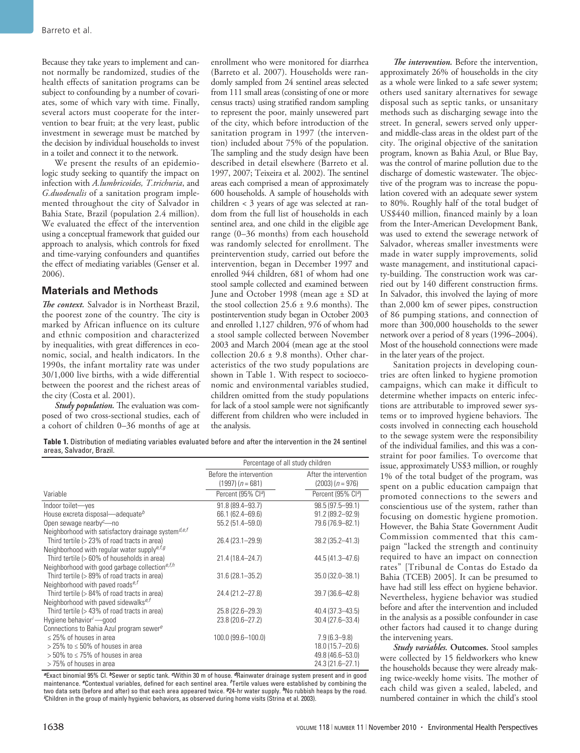Because they take years to implement and cannot normally be randomized, studies of the health effects of sanitation programs can be subject to confounding by a number of covariates, some of which vary with time. Finally, several actors must cooperate for the intervention to bear fruit; at the very least, public investment in sewerage must be matched by the decision by individual households to invest in a toilet and connect it to the network.

We present the results of an epidemiologic study seeking to quantify the impact on infection with *A.lumbricoides, T.trichuria*, and *G.duodenalis* of a sanitation program implemented throughout the city of Salvador in Bahia State, Brazil (population 2.4 million). We evaluated the effect of the intervention using a conceptual framework that guided our approach to analysis, which controls for fixed and time-varying confounders and quantifies the effect of mediating variables (Genser et al. 2006).

## Materials and Methods

***The context.*** Salvador is in Northeast Brazil, the poorest zone of the country. The city is marked by African influence on its culture and ethnic composition and characterized by inequalities, with great differences in economic, social, and health indicators. In the 1990s, the infant mortality rate was under 30/1,000 live births, with a wide differential between the poorest and the richest areas of the city (Costa et al. 2001).

***Study population.*** The evaluation was composed of two cross-sectional studies, each of a cohort of children 0–36 months of age at enrollment who were monitored for diarrhea (Barreto et al. 2007). Households were randomly sampled from 24 sentinel areas selected from 111 small areas (consisting of one or more census tracts) using stratified random sampling to represent the poor, mainly unsewered part of the city, which before introduction of the sanitation program in 1997 (the intervention) included about 75% of the population. The sampling and the study design have been described in detail elsewhere (Barreto et al. 1997, 2007; Teixeira et al. 2002). The sentinel areas each comprised a mean of approximately 600 households. A sample of households with children < 3 years of age was selected at random from the full list of households in each sentinel area, and one child in the eligible age range (0–36 months) from each household was randomly selected for enrollment. The preintervention study, carried out before the intervention, began in December 1997 and enrolled 944 children, 681 of whom had one stool sample collected and examined between June and October 1998 (mean age ± SD at the stool collection 25.6 ± 9.6 months). The postintervention study began in October 2003 and enrolled 1,127 children, 976 of whom had a stool sample collected between November 2003 and March 2004 (mean age at the stool collection 20.6 ± 9.8 months). Other characteristics of the two study populations are shown in Table 1. With respect to socioeconomic and environmental variables studied, children omitted from the study populations for lack of a stool sample were not significantly different from children who were included in the analysis.

***The intervention.*** Before the intervention, approximately 26% of households in the city as a whole were linked to a safe sewer system; others used sanitary alternatives for sewage disposal such as septic tanks, or unsanitary methods such as discharging sewage into the street. In general, sewers served only upper- and middle-class areas in the oldest part of the city. The original objective of the sanitation program, known as Bahia Azul, or Blue Bay, was the control of marine pollution due to the discharge of domestic wastewater. The objective of the program was to increase the population covered with an adequate sewer system to 80%. Roughly half of the total budget of US$440 million, financed mainly by a loan from the Inter-American Development Bank, was used to extend the sewerage network of Salvador, whereas smaller investments were made in water supply improvements, solid waste management, and institutional capacity-building. The construction work was carried out by 140 different construction firms. In Salvador, this involved the laying of more than 2,000 km of sewer pipes, construction of 86 pumping stations, and connection of more than 300,000 households to the sewer network over a period of 8 years (1996–2004). Most of the household connections were made in the later years of the project.

Sanitation projects in developing countries are often linked to hygiene promotion campaigns, which can make it difficult to determine whether impacts on enteric infections are attributable to improved sewer systems or to improved hygiene behaviors. The costs involved in connecting each household to the sewage system were the responsibility of the individual families, and this was a constraint for poor families. To overcome that issue, approximately US$3 million, or roughly 1% of the total budget of the program, was spent on a public education campaign that promoted connections to the sewers and conscientious use of the system, rather than focusing on domestic hygiene promotion. However, the Bahia State Government Audit Commission commented that this campaign "lacked the strength and continuity required to have an impact on connection rates" [Tribunal de Contas do Estado da Bahia (TCEB) 2005]. It can be presumed to have had still less effect on hygiene behavior. Nevertheless, hygiene behavior was studied before and after the intervention and included in the analysis as a possible confounder in case other factors had caused it to change during the intervening years.

***Study variables.*** **Outcomes.** Stool samples were collected by 15 fieldworkers who knew the households because they were already making twice-weekly home visits. The mother of each child was given a sealed, labeled, and numbered container in which the child's stool

**Table 1.** Distribution of mediating variables evaluated before and after the intervention in the 24 sentinel areas, Salvador, Brazil.

| | Percentage of all study children | |
|---|---|---|
| | Before the intervention (1997) ($n$ = 681) | After the intervention (2003) ($n$ = 976) |
| Variable | Percent (95% CI[a]) | Percent (95% CI[a]) |
| Indoor toilet—yes | 91.8 (89.4–93.7) | 98.5 (97.5–99.1) |
| House excreta disposal—adequate[b] | 66.1 (62.4–69.6) | 91.2 (89.2–92.9) |
| Open sewage nearby[c]—no | 55.2 (51.4–59.0) | 79.6 (76.9–82.1) |
| Neighborhood with satisfactory drainage system[d,e,f] | | |
| Third tertile (> 23% of road tracts in area) | 26.4 (23.1–29.9) | 38.2 (35.2–41.3) |
| Neighborhood with regular water supply[e,f,g] | | |
| Third tertile (> 60% of households in area) | 21.4 (18.4–24.7) | 44.5 (41.3–47.6) |
| Neighborhood with good garbage collection[e,f,h] | | |
| Third tertile (> 89% of road tracts in area) | 31.6 (28.1–35.2) | 35.0 (32.0–38.1) |
| Neighborhood with paved roads[e,f] | | |
| Third tertile (> 84% of road tracts in area) | 24.4 (21.2–27.8) | 39.7 (36.6–42.8) |
| Neighborhood with paved sidewalks[e,f] | | |
| Third tertile (> 43% of road tracts in area) | 25.8 (22.6–29.3) | 40.4 (37.3–43.5) |
| Hygiene behavior[i]—good | 23.8 (20.6–27.2) | 30.4 (27.6–33.4) |
| Connections to Bahia Azul program sewer[e] | | |
| ≤ 25% of houses in area | 100.0 (99.6–100.0) | 7.9 (6.3–9.8) |
| > 25% to ≤ 50% of houses in area | | 18.0 (15.7–20.6) |
| > 50% to ≤ 75% of houses in area | | 49.8 (46.6–53.0) |
| > 75% of houses in area | | 24.3 (21.6–27.1) |

[a]Exact binomial 95% CI. [b]Sewer or septic tank. [c]Within 30 m of house. [d]Rainwater drainage system present and in good maintenance. [e]Contextual variables, defined for each sentinel area. [f]Tertile values were established by combining the two data sets (before and after) so that each area appeared twice. [g]24-hr water supply. [h]No rubbish heaps by the road. [i]Children in the group of mainly hygienic behaviors, as observed during home visits (Strina et al. 2003).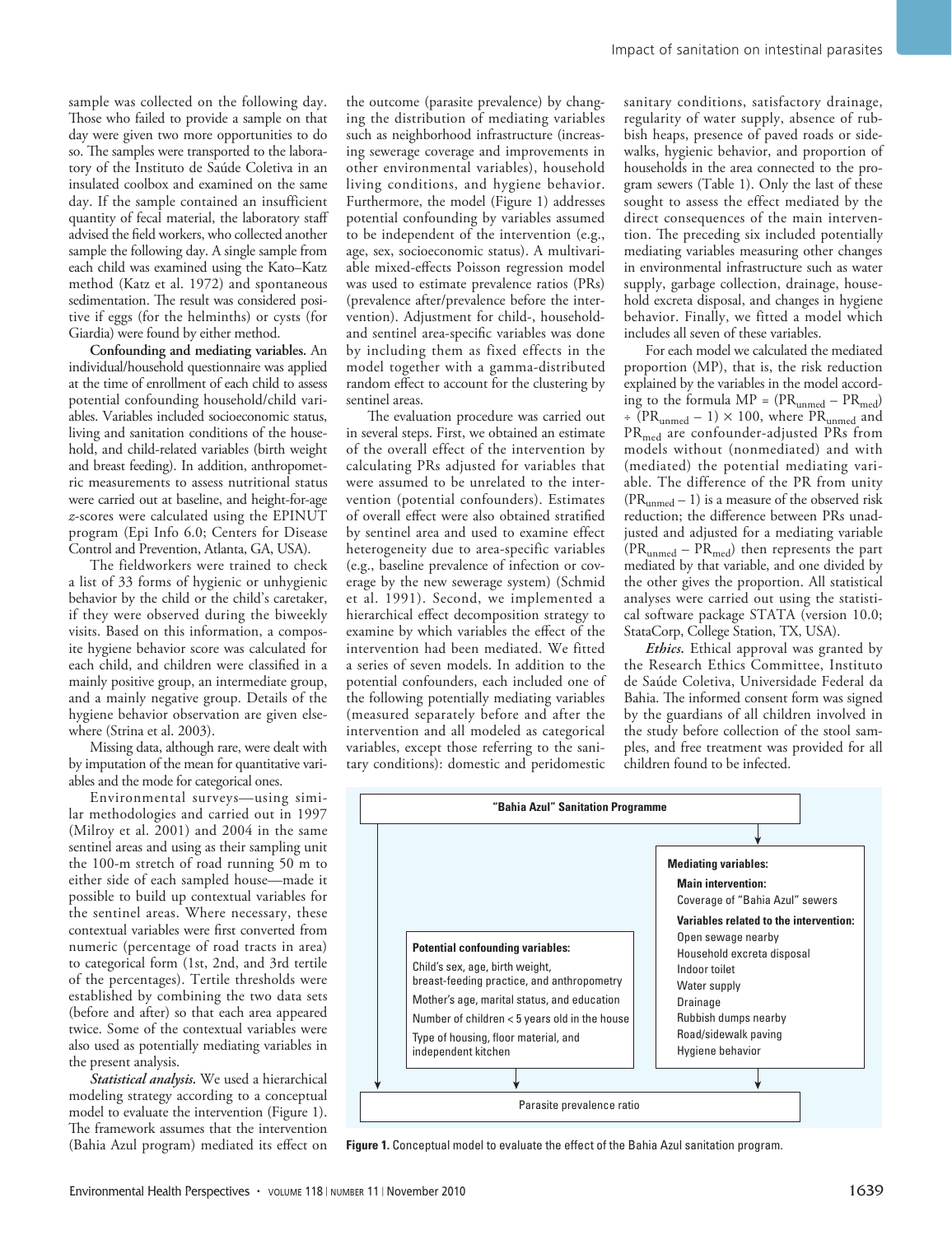sample was collected on the following day. Those who failed to provide a sample on that day were given two more opportunities to do so. The samples were transported to the laboratory of the Instituto de Saúde Coletiva in an insulated coolbox and examined on the same day. If the sample contained an insufficient quantity of fecal material, the laboratory staff advised the field workers, who collected another sample the following day. A single sample from each child was examined using the Kato–Katz method (Katz et al. 1972) and spontaneous sedimentation. The result was considered positive if eggs (for the helminths) or cysts (for Giardia) were found by either method.

**Confounding and mediating variables.** An individual/household questionnaire was applied at the time of enrollment of each child to assess potential confounding household/child variables. Variables included socioeconomic status, living and sanitation conditions of the household, and child-related variables (birth weight and breast feeding). In addition, anthropometric measurements to assess nutritional status were carried out at baseline, and height-for-age *z*-scores were calculated using the EPINUT program (Epi Info 6.0; Centers for Disease Control and Prevention, Atlanta, GA, USA).

The fieldworkers were trained to check a list of 33 forms of hygienic or unhygienic behavior by the child or the child's caretaker, if they were observed during the biweekly visits. Based on this information, a composite hygiene behavior score was calculated for each child, and children were classified in a mainly positive group, an intermediate group, and a mainly negative group. Details of the hygiene behavior observation are given elsewhere (Strina et al. 2003).

Missing data, although rare, were dealt with by imputation of the mean for quantitative variables and the mode for categorical ones.

Environmental surveys—using similar methodologies and carried out in 1997 (Milroy et al. 2001) and 2004 in the same sentinel areas and using as their sampling unit the 100-m stretch of road running 50 m to either side of each sampled house—made it possible to build up contextual variables for the sentinel areas. Where necessary, these contextual variables were first converted from numeric (percentage of road tracts in area) to categorical form (1st, 2nd, and 3rd tertile of the percentages). Tertile thresholds were established by combining the two data sets (before and after) so that each area appeared twice. Some of the contextual variables were also used as potentially mediating variables in the present analysis.

***Statistical analysis.*** We used a hierarchical modeling strategy according to a conceptual model to evaluate the intervention (Figure 1). The framework assumes that the intervention (Bahia Azul program) mediated its effect on the outcome (parasite prevalence) by changing the distribution of mediating variables such as neighborhood infrastructure (increasing sewerage coverage and improvements in other environmental variables), household living conditions, and hygiene behavior. Furthermore, the model (Figure 1) addresses potential confounding by variables assumed to be independent of the intervention (e.g., age, sex, socioeconomic status). A multivariable mixed-effects Poisson regression model was used to estimate prevalence ratios (PRs) (prevalence after/prevalence before the intervention). Adjustment for child-, household- and sentinel area-specific variables was done by including them as fixed effects in the model together with a gamma-distributed random effect to account for the clustering by sentinel areas.

The evaluation procedure was carried out in several steps. First, we obtained an estimate of the overall effect of the intervention by calculating PRs adjusted for variables that were assumed to be unrelated to the intervention (potential confounders). Estimates of overall effect were also obtained stratified by sentinel area and used to examine effect heterogeneity due to area-specific variables (e.g., baseline prevalence of infection or coverage by the new sewerage system) (Schmid et al. 1991). Second, we implemented a hierarchical effect decomposition strategy to examine by which variables the effect of the intervention had been mediated. We fitted a series of seven models. In addition to the potential confounders, each included one of the following potentially mediating variables (measured separately before and after the intervention and all modeled as categorical variables, except those referring to the sanitary conditions): domestic and peridomestic sanitary conditions, satisfactory drainage, regularity of water supply, absence of rubbish heaps, presence of paved roads or sidewalks, hygienic behavior, and proportion of households in the area connected to the program sewers (Table 1). Only the last of these sought to assess the effect mediated by the direct consequences of the main intervention. The preceding six included potentially mediating variables measuring other changes in environmental infrastructure such as water supply, garbage collection, drainage, household excreta disposal, and changes in hygiene behavior. Finally, we fitted a model which includes all seven of these variables.

For each model we calculated the mediated proportion (MP), that is, the risk reduction explained by the variables in the model according to the formula $MP = (PR_{unmed} - PR_{med}) \div (PR_{unmed} - 1) \times 100$, where $PR_{unmed}$ and $PR_{med}$ are confounder-adjusted PRs from models without (nonmediated) and with (mediated) the potential mediating variable. The difference of the PR from unity $(PR_{unmed} - 1)$ is a measure of the observed risk reduction; the difference between PRs unadjusted and adjusted for a mediating variable $(PR_{unmed} - PR_{med})$ then represents the part mediated by that variable, and one divided by the other gives the proportion. All statistical analyses were carried out using the statistical software package STATA (version 10.0; StataCorp, College Station, TX, USA).

***Ethics.*** Ethical approval was granted by the Research Ethics Committee, Instituto de Saúde Coletiva, Universidade Federal da Bahia. The informed consent form was signed by the guardians of all children involved in the study before collection of the stool samples, and free treatment was provided for all children found to be infected.

**"Bahia Azul" Sanitation Programme**

**Potential confounding variables:**
- Child's sex, age, birth weight, breast-feeding practice, and anthropometry
- Mother's age, marital status, and education
- Number of children < 5 years old in the house
- Type of housing, floor material, and independent kitchen

**Mediating variables:**

**Main intervention:**
- Coverage of "Bahia Azul" sewers

**Variables related to the intervention:**
- Open sewage nearby
- Household excreta disposal
- Indoor toilet
- Water supply
- Drainage
- Rubbish dumps nearby
- Road/sidewalk paving
- Hygiene behavior

Parasite prevalence ratio

**Figure 1.** Conceptual model to evaluate the effect of the Bahia Azul sanitation program.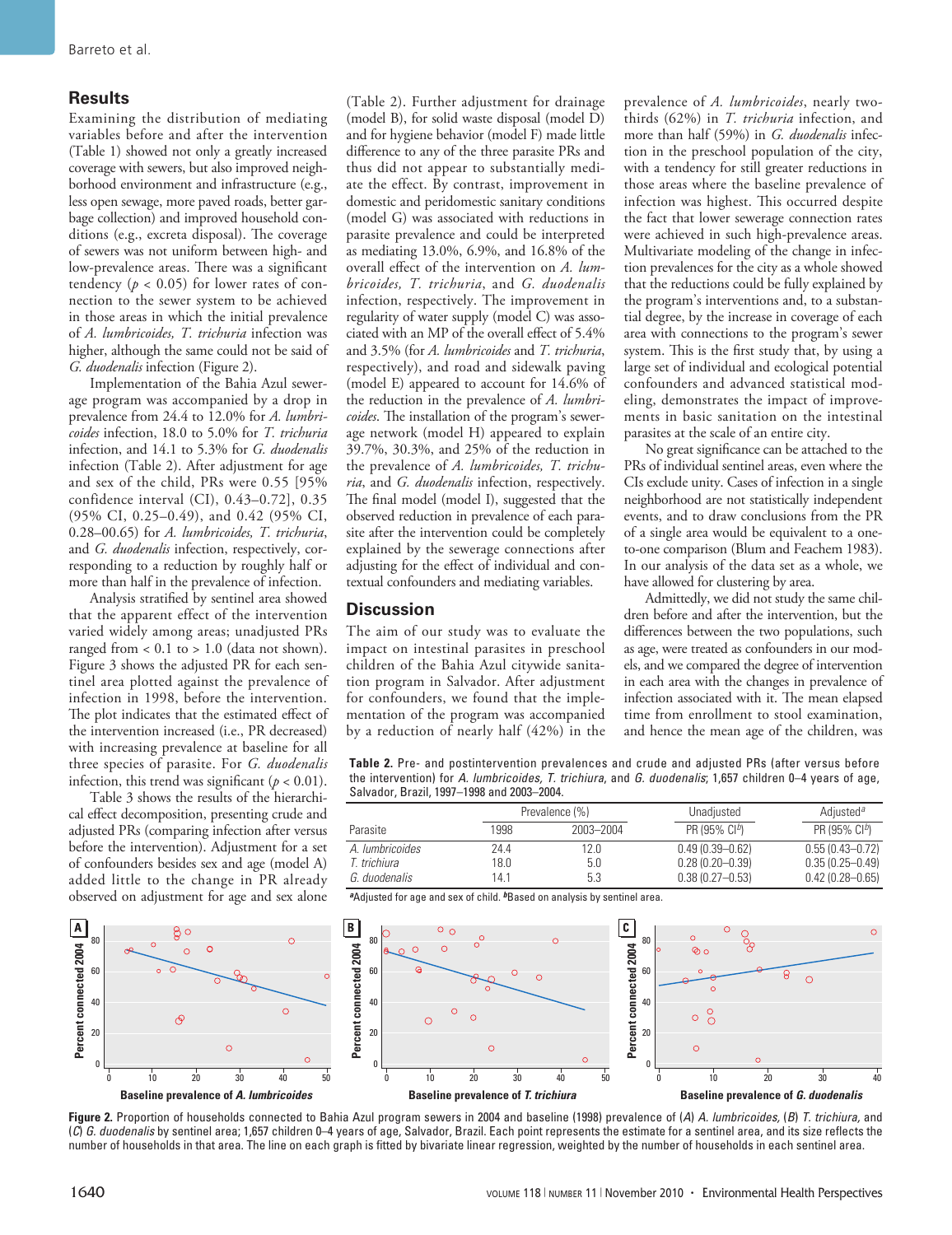## Results

Examining the distribution of mediating variables before and after the intervention (Table 1) showed not only a greatly increased coverage with sewers, but also improved neighborhood environment and infrastructure (e.g., less open sewage, more paved roads, better garbage collection) and improved household conditions (e.g., excreta disposal). The coverage of sewers was not uniform between high- and low-prevalence areas. There was a significant tendency ($p < 0.05$) for lower rates of connection to the sewer system to be achieved in those areas in which the initial prevalence of *A. lumbricoides, T. trichuria* infection was higher, although the same could not be said of *G. duodenalis* infection (Figure 2).

Implementation of the Bahia Azul sewerage program was accompanied by a drop in prevalence from 24.4 to 12.0% for *A. lumbricoides* infection, 18.0 to 5.0% for *T. trichuria* infection, and 14.1 to 5.3% for *G. duodenalis* infection (Table 2). After adjustment for age and sex of the child, PRs were 0.55 [95% confidence interval (CI), 0.43–0.72], 0.35 (95% CI, 0.25–0.49), and 0.42 (95% CI, 0.28–0.65) for *A. lumbricoides, T. trichuria*, and *G. duodenalis* infection, respectively, corresponding to a reduction by roughly half or more than half in the prevalence of infection.

Analysis stratified by sentinel area showed that the apparent effect of the intervention varied widely among areas; unadjusted PRs ranged from < 0.1 to > 1.0 (data not shown). Figure 3 shows the adjusted PR for each sentinel area plotted against the prevalence of infection in 1998, before the intervention. The plot indicates that the estimated effect of the intervention increased (i.e., PR decreased) with increasing prevalence at baseline for all three species of parasite. For *G. duodenalis* infection, this trend was significant ($p < 0.01$).

Table 3 shows the results of the hierarchical effect decomposition, presenting crude and adjusted PRs (comparing infection after versus before the intervention). Adjustment for a set of confounders besides sex and age (model A) added little to the change in PR already observed on adjustment for age and sex alone (Table 2). Further adjustment for drainage (model B), for solid waste disposal (model D) and for hygiene behavior (model F) made little difference to any of the three parasite PRs and thus did not appear to substantially mediate the effect. By contrast, improvement in domestic and peridomestic sanitary conditions (model G) was associated with reductions in parasite prevalence and could be interpreted as mediating 13.0%, 6.9%, and 16.8% of the overall effect of the intervention on *A. lumbricoides, T. trichuria*, and *G. duodenalis* infection, respectively. The improvement in regularity of water supply (model C) was associated with an MP of the overall effect of 5.4% and 3.5% (for *A. lumbricoides* and *T. trichuria*, respectively), and road and sidewalk paving (model E) appeared to account for 14.6% of the reduction in the prevalence of *A. lumbricoides*. The installation of the program's sewerage network (model H) appeared to explain 39.7%, 30.3%, and 25% of the reduction in the prevalence of *A. lumbricoides, T. trichuria*, and *G. duodenalis* infection, respectively. The final model (model I), suggested that the observed reduction in prevalence of each parasite after the intervention could be completely explained by the sewerage connections after adjusting for the effect of individual and contextual confounders and mediating variables.

## Discussion

The aim of our study was to evaluate the impact on intestinal parasites in preschool children of the Bahia Azul citywide sanitation program in Salvador. After adjustment for confounders, we found that the implementation of the program was accompanied by a reduction of nearly half (42%) in the prevalence of *A. lumbricoides*, nearly two-thirds (62%) in *T. trichuria* infection, and more than half (59%) in *G. duodenalis* infection in the preschool population of the city, with a tendency for still greater reductions in those areas where the baseline prevalence of infection was highest. This occurred despite the fact that lower sewerage connection rates were achieved in such high-prevalence areas. Multivariate modeling of the change in infection prevalences for the city as a whole showed that the reductions could be fully explained by the program's interventions and, to a substantial degree, by the increase in coverage of each area with connections to the program's sewer system. This is the first study that, by using a large set of individual and ecological potential confounders and advanced statistical modeling, demonstrates the impact of improvements in basic sanitation on the intestinal parasites at the scale of an entire city.

No great significance can be attached to the PRs of individual sentinel areas, even where the CIs exclude unity. Cases of infection in a single neighborhood are not statistically independent events, and to draw conclusions from the PR of a single area would be equivalent to a one-to-one comparison (Blum and Feachem 1983). In our analysis of the data set as a whole, we have allowed for clustering by area.

Admittedly, we did not study the same children before and after the intervention, but the differences between the two populations, such as age, were treated as confounders in our models, and we compared the degree of intervention in each area with the changes in prevalence of infection associated with it. The mean elapsed time from enrollment to stool examination, and hence the mean age of the children, was

**Table 2.** Pre- and postintervention prevalences and crude and adjusted PRs (after versus before the intervention) for *A. lumbricoides, T. trichiura*, and *G. duodenalis*; 1,657 children 0–4 years of age, Salvador, Brazil, 1997–1998 and 2003–2004.

| Parasite | Prevalence (%) | | Unadjusted | Adjusted[a] |
|---|---|---|---|---|
| | 1998 | 2003–2004 | PR (95% CI[b]) | PR (95% CI[b]) |
| *A. lumbricoides* | 24.4 | 12.0 | 0.49 (0.39–0.62) | 0.55 (0.43–0.72) |
| *T. trichiura* | 18.0 | 5.0 | 0.28 (0.20–0.39) | 0.35 (0.25–0.49) |
| *G. duodenalis* | 14.1 | 5.3 | 0.38 (0.27–0.53) | 0.42 (0.28–0.65) |

[a]Adjusted for age and sex of child. [b]Based on analysis by sentinel area.

**Figure 2.** Proportion of households connected to Bahia Azul program sewers in 2004 and baseline (1998) prevalence of (*A*) *A. lumbricoides*, (*B*) *T. trichiura*, and (*C*) *G. duodenalis* by sentinel area; 1,657 children 0–4 years of age, Salvador, Brazil. Each point represents the estimate for a sentinel area, and its size reflects the number of households in that area. The line on each graph is fitted by bivariate linear regression, weighted by the number of households in each sentinel area.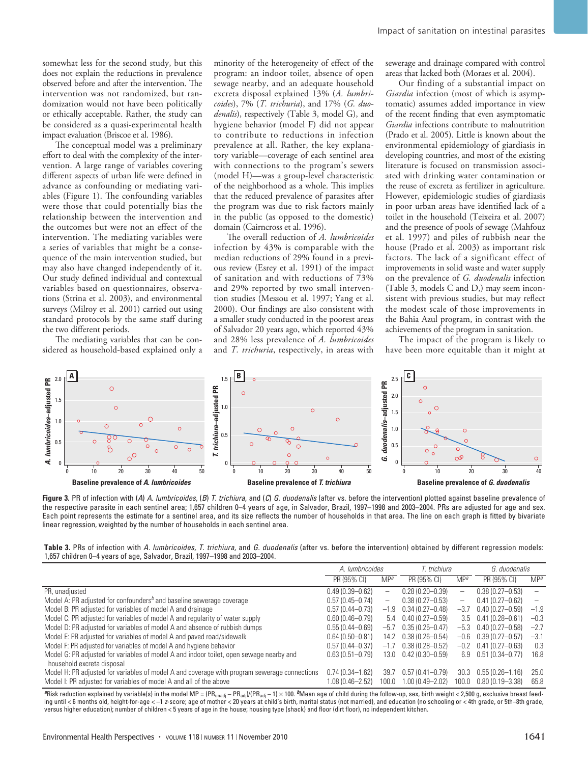somewhat less for the second study, but this does not explain the reductions in prevalence observed before and after the intervention. The intervention was not randomized, but randomization would not have been politically or ethically acceptable. Rather, the study can be considered as a quasi-experimental health impact evaluation (Briscoe et al. 1986).

The conceptual model was a preliminary effort to deal with the complexity of the intervention. A large range of variables covering different aspects of urban life were defined in advance as confounding or mediating variables (Figure 1). The confounding variables were those that could potentially bias the relationship between the intervention and the outcomes but were not an effect of the intervention. The mediating variables were a series of variables that might be a consequence of the main intervention studied, but may also have changed independently of it. Our study defined individual and contextual variables based on questionnaires, observations (Strina et al. 2003), and environmental surveys (Milroy et al. 2001) carried out using standard protocols by the same staff during the two different periods.

The mediating variables that can be considered as household-based explained only a minority of the heterogeneity of effect of the program: an indoor toilet, absence of open sewage nearby, and an adequate household excreta disposal explained 13% (*A. lumbricoides*), 7% (*T. trichuria*), and 17% (*G. duodenalis*), respectively (Table 3, model G), and hygiene behavior (model F) did not appear to contribute to reductions in infection prevalence at all. Rather, the key explanatory variable—coverage of each sentinel area with connections to the program's sewers (model H)—was a group-level characteristic of the neighborhood as a whole. This implies that the reduced prevalence of parasites after the program was due to risk factors mainly in the public (as opposed to the domestic) domain (Cairncross et al. 1996).

The overall reduction of *A. lumbricoides* infection by 43% is comparable with the median reductions of 29% found in a previous review (Esrey et al. 1991) of the impact of sanitation and with reductions of 73% and 29% reported by two small intervention studies (Messou et al. 1997; Yang et al. 2000). Our findings are also consistent with a smaller study conducted in the poorest areas of Salvador 20 years ago, which reported 43% and 28% less prevalence of *A. lumbricoides* and *T. trichuria*, respectively, in areas with sewerage and drainage compared with control areas that lacked both (Moraes et al. 2004).

Our finding of a substantial impact on *Giardia* infection (most of which is asymptomatic) assumes added importance in view of the recent finding that even asymptomatic *Giardia* infections contribute to malnutrition (Prado et al. 2005). Little is known about the environmental epidemiology of giardiasis in developing countries, and most of the existing literature is focused on transmission associated with drinking water contamination or the reuse of excreta as fertilizer in agriculture. However, epidemiologic studies of giardiasis in poor urban areas have identified lack of a toilet in the household (Teixeira et al. 2007) and the presence of pools of sewage (Mahfouz et al. 1997) and piles of rubbish near the house (Prado et al. 2003) as important risk factors. The lack of a significant effect of improvements in solid waste and water supply on the prevalence of *G. duodenalis* infection (Table 3, models C and D) may seem inconsistent with previous studies, but may reflect the modest scale of those improvements in the Bahia Azul program, in contrast with the achievements of the program in sanitation.

The impact of the program is likely to have been more equitable than it might at

**Figure 3.** PR of infection with (*A*) *A. lumbricoides*, (*B*) *T. trichiura*, and (*C*) *G. duodenalis* (after vs. before the intervention) plotted against baseline prevalence of the respective parasite in each sentinel area; 1,657 children 0–4 years of age, in Salvador, Brazil, 1997–1998 and 2003–2004. PRs are adjusted for age and sex. Each point represents the estimate for a sentinel area, and its size reflects the number of households in that area. The line on each graph is fitted by bivariate linear regression, weighted by the number of households in each sentinel area.

**Table 3.** PRs of infection with *A. lumbricoides*, *T. trichiura*, and *G. duodenalis* (after vs. before the intervention) obtained by different regression models: 1,657 children 0–4 years of age, Salvador, Brazil, 1997–1998 and 2003–2004.

| | *A. lumbricoides* | | *T. trichiura* | | *G. duodenalis* | |
|---|---|---|---|---|---|---|
| | PR (95% CI) | MP[a] | PR (95% CI) | MP[a] | PR (95% CI) | MP[a] |
| PR, unadjusted | 0.49 (0.39–0.62) | – | 0.28 (0.20–0.39) | – | 0.38 (0.27–0.53) | – |
| Model A: PR adjusted for confounders[b] and baseline sewerage coverage | 0.57 (0.45–0.74) | – | 0.38 (0.27–0.53) | – | 0.41 (0.27–0.62) | – |
| Model B: PR adjusted for variables of model A and drainage | 0.57 (0.44–0.73) | –1.9 | 0.34 (0.27–0.48) | –3.7 | 0.40 (0.27–0.59) | –1.9 |
| Model C: PR adjusted for variables of model A and regularity of water supply | 0.60 (0.46–0.79) | 5.4 | 0.40 (0.27–0.59) | 3.5 | 0.41 (0.28–0.61) | –0.3 |
| Model D: PR adjusted for variables of model A and absence of rubbish dumps | 0.55 (0.44–0.69) | –5.7 | 0.35 (0.25–0.47) | –5.3 | 0.40 (0.27–0.58) | –2.7 |
| Model E: PR adjusted for variables of model A and paved road/sidewalk | 0.64 (0.50–0.81) | 14.2 | 0.38 (0.26–0.54) | –0.6 | 0.39 (0.27–0.57) | –3.1 |
| Model F: PR adjusted for variables of model A and hygiene behavior | 0.57 (0.44–0.37) | –1.7 | 0.38 (0.28–0.52) | –0.2 | 0.41 (0.27–0.63) | 0.3 |
| Model G: PR adjusted for variables of model A and indoor toilet, open sewage nearby and household excreta disposal | 0.63 (0.51–0.79) | 13.0 | 0.42 (0.30–0.59) | 6.9 | 0.51 (0.34–0.77) | 16.8 |
| Model H: PR adjusted for variables of model A and coverage with program sewerage connections | 0.74 (0.34–1.62) | 39.7 | 0.57 (0.41–0.79) | 30.3 | 0.55 (0.26–1.16) | 25.0 |
| Model I: PR adjusted for variables of model A and all of the above | 1.08 (0.46–2.52) | 100.0 | 1.00 (0.49–2.02) | 100.0 | 0.80 (0.19–3.38) | 65.8 |

[a]Risk reduction explained by variable(s) in the model MP = $(PR_{unadj} - PR_{adj})/(PR_{adj} - 1) \times 100$. [b]Mean age of child during the follow-up, sex, birth weight < 2,500 g, exclusive breast feeding until < 6 months old, height-for-age < –1 *z*-score; age of mother < 20 years at child's birth, marital status (not married), and education (no schooling or < 4th grade, or 5th–8th grade, versus higher education); number of children < 5 years of age in the house; housing type (shack) and floor (dirt floor), no independent kitchen.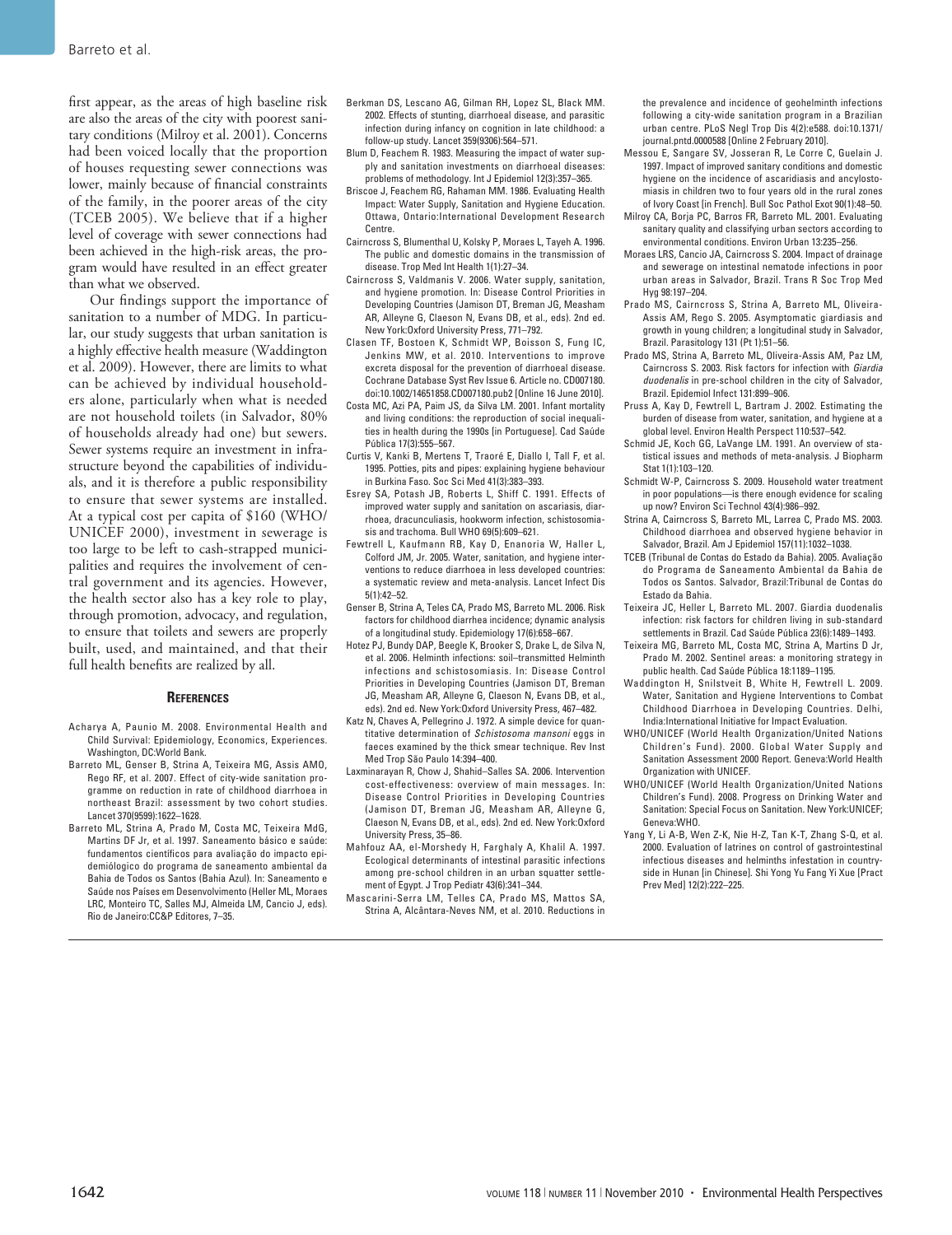first appear, as the areas of high baseline risk are also the areas of the city with poorest sanitary conditions (Milroy et al. 2001). Concerns had been voiced locally that the proportion of houses requesting sewer connections was lower, mainly because of financial constraints of the family, in the poorer areas of the city (TCEB 2005). We believe that if a higher level of coverage with sewer connections had been achieved in the high-risk areas, the program would have resulted in an effect greater than what we observed.

Our findings support the importance of sanitation to a number of MDG. In particular, our study suggests that urban sanitation is a highly effective health measure (Waddington et al. 2009). However, there are limits to what can be achieved by individual householders alone, particularly when what is needed are not household toilets (in Salvador, 80% of households already had one) but sewers. Sewer systems require an investment in infrastructure beyond the capabilities of individuals, and it is therefore a public responsibility to ensure that sewer systems are installed. At a typical cost per capita of $160 (WHO/UNICEF 2000), investment in sewerage is too large to be left to cash-strapped municipalities and requires the involvement of central government and its agencies. However, the health sector also has a key role to play, through promotion, advocacy, and regulation, to ensure that toilets and sewers are properly built, used, and maintained, and that their full health benefits are realized by all.

## References

Acharya A, Paunio M. 2008. Environmental Health and Child Survival: Epidemiology, Economics, Experiences. Washington, DC:World Bank.

Barreto ML, Genser B, Strina A, Teixeira MG, Assis AMO, Rego RF, et al. 2007. Effect of city-wide sanitation programme on reduction in rate of childhood diarrhoea in northeast Brazil: assessment by two cohort studies. Lancet 370(9599):1622–1628.

Barreto ML, Strina A, Prado M, Costa MC, Teixeira MdG, Martins DF Jr, et al. 1997. Saneamento básico e saúde: fundamentos científicos para avaliação do impacto epidemiólogico do programa de saneamento ambiental da Bahia de Todos os Santos (Bahia Azul). In: Saneamento e Saúde nos Países em Desenvolvimento (Heller ML, Moraes LRC, Monteiro TC, Salles MJ, Almeida LM, Cancio J, eds). Rio de Janeiro:CC&P Editores, 7–35.

Berkman DS, Lescano AG, Gilman RH, Lopez SL, Black MM. 2002. Effects of stunting, diarrhoeal disease, and parasitic infection during infancy on cognition in late childhood: a follow-up study. Lancet 359(9306):564–571.

Blum D, Feachem R. 1983. Measuring the impact of water supply and sanitation investments on diarrhoeal diseases: problems of methodology. Int J Epidemiol 12(3):357–365.

Briscoe J, Feachem RG, Rahaman MM. 1986. Evaluating Health Impact: Water Supply, Sanitation and Hygiene Education. Ottawa, Ontario:International Development Research Centre.

Cairncross S, Blumenthal U, Kolsky P, Moraes L, Tayeh A. 1996. The public and domestic domains in the transmission of disease. Trop Med Int Health 1(1):27–34.

Cairncross S, Valdmanis V. 2006. Water supply, sanitation, and hygiene promotion. In: Disease Control Priorities in Developing Countries (Jamison DT, Breman JG, Measham AR, Alleyne G, Claeson N, Evans DB, et al., eds). 2nd ed. New York:Oxford University Press, 771–792.

Clasen TF, Bostoen K, Schmidt WP, Boisson S, Fung IC, Jenkins MW, et al. 2010. Interventions to improve excreta disposal for the prevention of diarrhoeal disease. Cochrane Database Syst Rev Issue 6. Article no. CD007180. doi:10.1002/14651858.CD007180.pub2 [Online 16 June 2010].

Costa MC, Azi PA, Paim JS, da Silva LM. 2001. Infant mortality and living conditions: the reproduction of social inequalities in health during the 1990s [in Portuguese]. Cad Saúde Pública 17(3):555–567.

Curtis V, Kanki B, Mertens T, Traoré E, Diallo I, Tall F, et al. 1995. Potties, pits and pipes: explaining hygiene behaviour in Burkina Faso. Soc Sci Med 41(3):383–393.

Esrey SA, Potash JB, Roberts L, Shiff C. 1991. Effects of improved water supply and sanitation on ascariasis, diarrhoea, dracunculiasis, hookworm infection, schistosomiasis and trachoma. Bull WHO 69(5):609–621.

Fewtrell L, Kaufmann RB, Kay D, Enanoria W, Haller L, Colford JM, Jr. 2005. Water, sanitation, and hygiene interventions to reduce diarrhoea in less developed countries: a systematic review and meta-analysis. Lancet Infect Dis 5(1):42–52.

Genser B, Strina A, Teles CA, Prado MS, Barreto ML. 2006. Risk factors for childhood diarrhea incidence; dynamic analysis of a longitudinal study. Epidemiology 17(6):658–667.

Hotez PJ, Bundy DAP, Beegle K, Brooker S, Drake L, de Silva N, et al. 2006. Helminth infections: soil–transmitted Helminth infections and schistosomiasis. In: Disease Control Priorities in Developing Countries (Jamison DT, Breman JG, Measham AR, Alleyne G, Claeson N, Evans DB, et al., eds). 2nd ed. New York:Oxford University Press, 467–482.

Katz N, Chaves A, Pellegrino J. 1972. A simple device for quantitative determination of *Schistosoma mansoni* eggs in faeces examined by the thick smear technique. Rev Inst Med Trop São Paulo 14:394–400.

Laxminarayan R, Chow J, Shahid–Salles SA. 2006. Intervention cost-effectiveness: overview of main messages. In: Disease Control Priorities in Developing Countries (Jamison DT, Breman JG, Measham AR, Alleyne G, Claeson N, Evans DB, et al., eds). 2nd ed. New York:Oxford University Press, 35–86.

Mahfouz AA, el-Morshedy H, Farghaly A, Khalil A. 1997. Ecological determinants of intestinal parasitic infections among pre-school children in an urban squatter settlement of Egypt. J Trop Pediatr 43(6):341–344.

Mascarini-Serra LM, Telles CA, Prado MS, Mattos SA, Strina A, Alcântara-Neves NM, et al. 2010. Reductions in the prevalence and incidence of geohelminth infections following a city-wide sanitation program in a Brazilian urban centre. PLoS Negl Trop Dis 4(2):e588. doi:10.1371/journal.pntd.0000588 [Online 2 February 2010].

Messou E, Sangare SV, Josseran R, Le Corre C, Guelain J. 1997. Impact of improved sanitary conditions and domestic hygiene on the incidence of ascaridiasis and ancylostomiasis in children two to four years old in the rural zones of Ivory Coast [in French]. Bull Soc Pathol Exot 90(1):48–50.

Milroy CA, Borja PC, Barros FR, Barreto ML. 2001. Evaluating sanitary quality and classifying urban sectors according to environmental conditions. Environ Urban 13:235–256.

Moraes LRS, Cancio JA, Cairncross S. 2004. Impact of drainage and sewerage on intestinal nematode infections in poor urban areas in Salvador, Brazil. Trans R Soc Trop Med Hyg 98:197–204.

Prado MS, Cairncross S, Strina A, Barreto ML, Oliveira-Assis AM, Rego S. 2005. Asymptomatic giardiasis and growth in young children; a longitudinal study in Salvador, Brazil. Parasitology 131 (Pt 1):51–56.

Prado MS, Strina A, Barreto ML, Oliveira-Assis AM, Paz LM, Cairncross S. 2003. Risk factors for infection with *Giardia duodenalis* in pre-school children in the city of Salvador, Brazil. Epidemiol Infect 131:899–906.

Pruss A, Kay D, Fewtrell L, Bartram J. 2002. Estimating the burden of disease from water, sanitation, and hygiene at a global level. Environ Health Perspect 110:537–542.

Schmid JE, Koch GG, LaVange LM. 1991. An overview of statistical issues and methods of meta-analysis. J Biopharm Stat 1(1):103–120.

Schmidt W-P, Cairncross S. 2009. Household water treatment in poor populations—is there enough evidence for scaling up now? Environ Sci Technol 43(4):986–992.

Strina A, Cairncross S, Barreto ML, Larrea C, Prado MS. 2003. Childhood diarrhoea and observed hygiene behavior in Salvador, Brazil. Am J Epidemiol 157(11):1032–1038.

TCEB (Tribunal de Contas do Estado da Bahia). 2005. Avaliação do Programa de Saneamento Ambiental da Bahia de Todos os Santos. Salvador, Brazil:Tribunal de Contas do Estado da Bahia.

Teixeira JC, Heller L, Barreto ML. 2007. Giardia duodenalis infection: risk factors for children living in sub-standard settlements in Brazil. Cad Saúde Pública 23(6):1489–1493.

Teixeira MG, Barreto ML, Costa MC, Strina A, Martins D Jr, Prado M. 2002. Sentinel areas: a monitoring strategy in public health. Cad Saúde Pública 18:1189–1195.

Waddington H, Snilstveit B, White H, Fewtrell L. 2009. Water, Sanitation and Hygiene Interventions to Combat Childhood Diarrhoea in Developing Countries. Delhi, India:International Initiative for Impact Evaluation.

WHO/UNICEF (World Health Organization/United Nations Children's Fund). 2000. Global Water Supply and Sanitation Assessment 2000 Report. Geneva:World Health Organization with UNICEF.

WHO/UNICEF (World Health Organization/United Nations Children's Fund). 2008. Progress on Drinking Water and Sanitation: Special Focus on Sanitation. New York:UNICEF; Geneva:WHO.

Yang Y, Li A-B, Wen Z-K, Nie H-Z, Tan K-T, Zhang S-Q, et al. 2000. Evaluation of latrines on control of gastrointestinal infectious diseases and helminths infestation in countryside in Hunan [in Chinese]. Shi Yong Yu Fang Yi Xue [Pract Prev Med] 12(2):222–225.